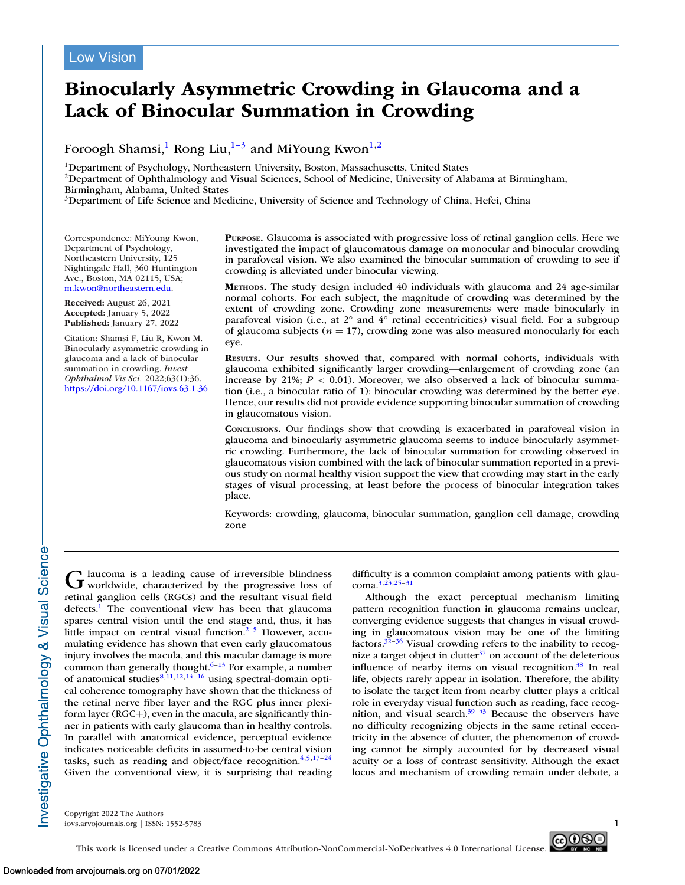Low Vision

# Binocularly Asymmetric Crowding in Glaucoma and a Lack of Binocular Summation in Crowding

Foroogh Shamsi,[1] Rong Liu,[1–3] and MiYoung Kwon[1,2]

[1]Department of Psychology, Northeastern University, Boston, Massachusetts, United States
[2]Department of Ophthalmology and Visual Sciences, School of Medicine, University of Alabama at Birmingham, Birmingham, Alabama, United States
[3]Department of Life Science and Medicine, University of Science and Technology of China, Hefei, China

Correspondence: MiYoung Kwon, Department of Psychology, Northeastern University, 125 Nightingale Hall, 360 Huntington Ave., Boston, MA 02115, USA; m.kwon@northeastern.edu.

**Received:** August 26, 2021
**Accepted:** January 5, 2022
**Published:** January 27, 2022

Citation: Shamsi F, Liu R, Kwon M. Binocularly asymmetric crowding in glaucoma and a lack of binocular summation in crowding. *Invest Ophthalmol Vis Sci.* 2022;63(1):36. https://doi.org/10.1167/iovs.63.1.36

**Purpose.** Glaucoma is associated with progressive loss of retinal ganglion cells. Here we investigated the impact of glaucomatous damage on monocular and binocular crowding in parafoveal vision. We also examined the binocular summation of crowding to see if crowding is alleviated under binocular viewing.

**Methods.** The study design included 40 individuals with glaucoma and 24 age-similar normal cohorts. For each subject, the magnitude of crowding was determined by the extent of crowding zone. Crowding zone measurements were made binocularly in parafoveal vision (i.e., at 2° and 4° retinal eccentricities) visual field. For a subgroup of glaucoma subjects ($n = 17$), crowding zone was also measured monocularly for each eye.

**Results.** Our results showed that, compared with normal cohorts, individuals with glaucoma exhibited significantly larger crowding—enlargement of crowding zone (an increase by 21%; $P < 0.01$). Moreover, we also observed a lack of binocular summation (i.e., a binocular ratio of 1): binocular crowding was determined by the better eye. Hence, our results did not provide evidence supporting binocular summation of crowding in glaucomatous vision.

**Conclusions.** Our findings show that crowding is exacerbated in parafoveal vision in glaucoma and binocularly asymmetric glaucoma seems to induce binocularly asymmetric crowding. Furthermore, the lack of binocular summation for crowding observed in glaucomatous vision combined with the lack of binocular summation reported in a previous study on normal healthy vision support the view that crowding may start in the early stages of visual processing, at least before the process of binocular integration takes place.

Keywords: crowding, glaucoma, binocular summation, ganglion cell damage, crowding zone

Glaucoma is a leading cause of irreversible blindness worldwide, characterized by the progressive loss of retinal ganglion cells (RGCs) and the resultant visual field defects.[1] The conventional view has been that glaucoma spares central vision until the end stage and, thus, it has little impact on central visual function.[2–5] However, accumulating evidence has shown that even early glaucomatous injury involves the macula, and this macular damage is more common than generally thought.[6–13] For example, a number of anatomical studies[8,11,12,14–16] using spectral-domain optical coherence tomography have shown that the thickness of the retinal nerve fiber layer and the RGC plus inner plexiform layer (RGC+), even in the macula, are significantly thinner in patients with early glaucoma than in healthy controls. In parallel with anatomical evidence, perceptual evidence indicates noticeable deficits in assumed-to-be central vision tasks, such as reading and object/face recognition.[4,5,17–24] Given the conventional view, it is surprising that reading difficulty is a common complaint among patients with glaucoma.[3,23,25–31]

Although the exact perceptual mechanism limiting pattern recognition function in glaucoma remains unclear, converging evidence suggests that changes in visual crowding in glaucomatous vision may be one of the limiting factors.[32–36] Visual crowding refers to the inability to recognize a target object in clutter[37] on account of the deleterious influence of nearby items on visual recognition.[38] In real life, objects rarely appear in isolation. Therefore, the ability to isolate the target item from nearby clutter plays a critical role in everyday visual function such as reading, face recognition, and visual search.[39–43] Because the observers have no difficulty recognizing objects in the same retinal eccentricity in the absence of clutter, the phenomenon of crowding cannot be simply accounted for by decreased visual acuity or a loss of contrast sensitivity. Although the exact locus and mechanism of crowding remain under debate, a

Copyright 2022 The Authors
iovs.arvojournals.org | ISSN: 1552-5783

This work is licensed under a Creative Commons Attribution-NonCommercial-NoDerivatives 4.0 International License.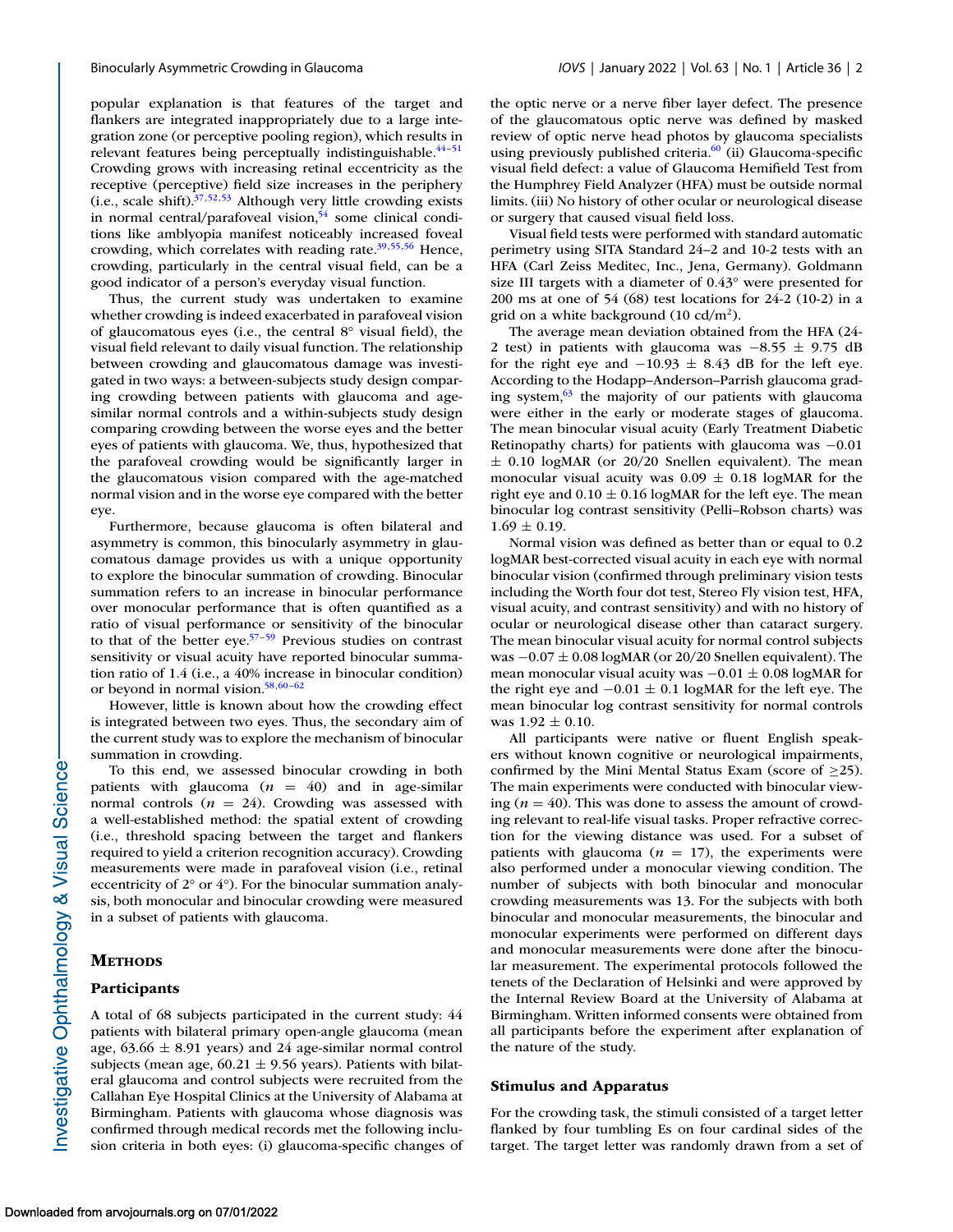popular explanation is that features of the target and flankers are integrated inappropriately due to a large integration zone (or perceptive pooling region), which results in relevant features being perceptually indistinguishable.[44–51] Crowding grows with increasing retinal eccentricity as the receptive (perceptive) field size increases in the periphery (i.e., scale shift).[37,52,53] Although very little crowding exists in normal central/parafoveal vision,[54] some clinical conditions like amblyopia manifest noticeably increased foveal crowding, which correlates with reading rate.[39,55,56] Hence, crowding, particularly in the central visual field, can be a good indicator of a person's everyday visual function.

Thus, the current study was undertaken to examine whether crowding is indeed exacerbated in parafoveal vision of glaucomatous eyes (i.e., the central 8° visual field), the visual field relevant to daily visual function. The relationship between crowding and glaucomatous damage was investigated in two ways: a between-subjects study design comparing crowding between patients with glaucoma and age-similar normal controls and a within-subjects study design comparing crowding between the worse eyes and the better eyes of patients with glaucoma. We, thus, hypothesized that the parafoveal crowding would be significantly larger in the glaucomatous vision compared with the age-matched normal vision and in the worse eye compared with the better eye.

Furthermore, because glaucoma is often bilateral and asymmetry is common, this binocularly asymmetry in glaucomatous damage provides us with a unique opportunity to explore the binocular summation of crowding. Binocular summation refers to an increase in binocular performance over monocular performance that is often quantified as a ratio of visual performance or sensitivity of the binocular to that of the better eye.[57–59] Previous studies on contrast sensitivity or visual acuity have reported binocular summation ratio of 1.4 (i.e., a 40% increase in binocular condition) or beyond in normal vision.[58,60–62]

However, little is known about how the crowding effect is integrated between two eyes. Thus, the secondary aim of the current study was to explore the mechanism of binocular summation in crowding.

To this end, we assessed binocular crowding in both patients with glaucoma ($n$ = 40) and in age-similar normal controls ($n$ = 24). Crowding was assessed with a well-established method: the spatial extent of crowding (i.e., threshold spacing between the target and flankers required to yield a criterion recognition accuracy). Crowding measurements were made in parafoveal vision (i.e., retinal eccentricity of 2° or 4°). For the binocular summation analysis, both monocular and binocular crowding were measured in a subset of patients with glaucoma.

## Methods

### Participants

A total of 68 subjects participated in the current study: 44 patients with bilateral primary open-angle glaucoma (mean age, 63.66 ± 8.91 years) and 24 age-similar normal control subjects (mean age, 60.21 ± 9.56 years). Patients with bilateral glaucoma and control subjects were recruited from the Callahan Eye Hospital Clinics at the University of Alabama at Birmingham. Patients with glaucoma whose diagnosis was confirmed through medical records met the following inclusion criteria in both eyes: (i) glaucoma-specific changes of the optic nerve or a nerve fiber layer defect. The presence of the glaucomatous optic nerve was defined by masked review of optic nerve head photos by glaucoma specialists using previously published criteria.[60] (ii) Glaucoma-specific visual field defect: a value of Glaucoma Hemifield Test from the Humphrey Field Analyzer (HFA) must be outside normal limits. (iii) No history of other ocular or neurological disease or surgery that caused visual field loss.

Visual field tests were performed with standard automatic perimetry using SITA Standard 24–2 and 10-2 tests with an HFA (Carl Zeiss Meditec, Inc., Jena, Germany). Goldmann size III targets with a diameter of 0.43° were presented for 200 ms at one of 54 (68) test locations for 24-2 (10-2) in a grid on a white background (10 cd/m$^2$).

The average mean deviation obtained from the HFA (24-2 test) in patients with glaucoma was −8.55 ± 9.75 dB for the right eye and −10.93 ± 8.43 dB for the left eye. According to the Hodapp–Anderson–Parrish glaucoma grading system,[63] the majority of our patients with glaucoma were either in the early or moderate stages of glaucoma. The mean binocular visual acuity (Early Treatment Diabetic Retinopathy charts) for patients with glaucoma was −0.01 ± 0.10 logMAR (or 20/20 Snellen equivalent). The mean monocular visual acuity was 0.09 ± 0.18 logMAR for the right eye and 0.10 ± 0.16 logMAR for the left eye. The mean binocular log contrast sensitivity (Pelli–Robson charts) was 1.69 ± 0.19.

Normal vision was defined as better than or equal to 0.2 logMAR best-corrected visual acuity in each eye with normal binocular vision (confirmed through preliminary vision tests including the Worth four dot test, Stereo Fly vision test, HFA, visual acuity, and contrast sensitivity) and with no history of ocular or neurological disease other than cataract surgery. The mean binocular visual acuity for normal control subjects was −0.07 ± 0.08 logMAR (or 20/20 Snellen equivalent). The mean monocular visual acuity was −0.01 ± 0.08 logMAR for the right eye and −0.01 ± 0.1 logMAR for the left eye. The mean binocular log contrast sensitivity for normal controls was 1.92 ± 0.10.

All participants were native or fluent English speakers without known cognitive or neurological impairments, confirmed by the Mini Mental Status Exam (score of ≥25). The main experiments were conducted with binocular viewing ($n$ = 40). This was done to assess the amount of crowding relevant to real-life visual tasks. Proper refractive correction for the viewing distance was used. For a subset of patients with glaucoma ($n$ = 17), the experiments were also performed under a monocular viewing condition. The number of subjects with both binocular and monocular crowding measurements was 13. For the subjects with both binocular and monocular measurements, the binocular and monocular experiments were performed on different days and monocular measurements were done after the binocular measurement. The experimental protocols followed the tenets of the Declaration of Helsinki and were approved by the Internal Review Board at the University of Alabama at Birmingham. Written informed consents were obtained from all participants before the experiment after explanation of the nature of the study.

### Stimulus and Apparatus

For the crowding task, the stimuli consisted of a target letter flanked by four tumbling Es on four cardinal sides of the target. The target letter was randomly drawn from a set of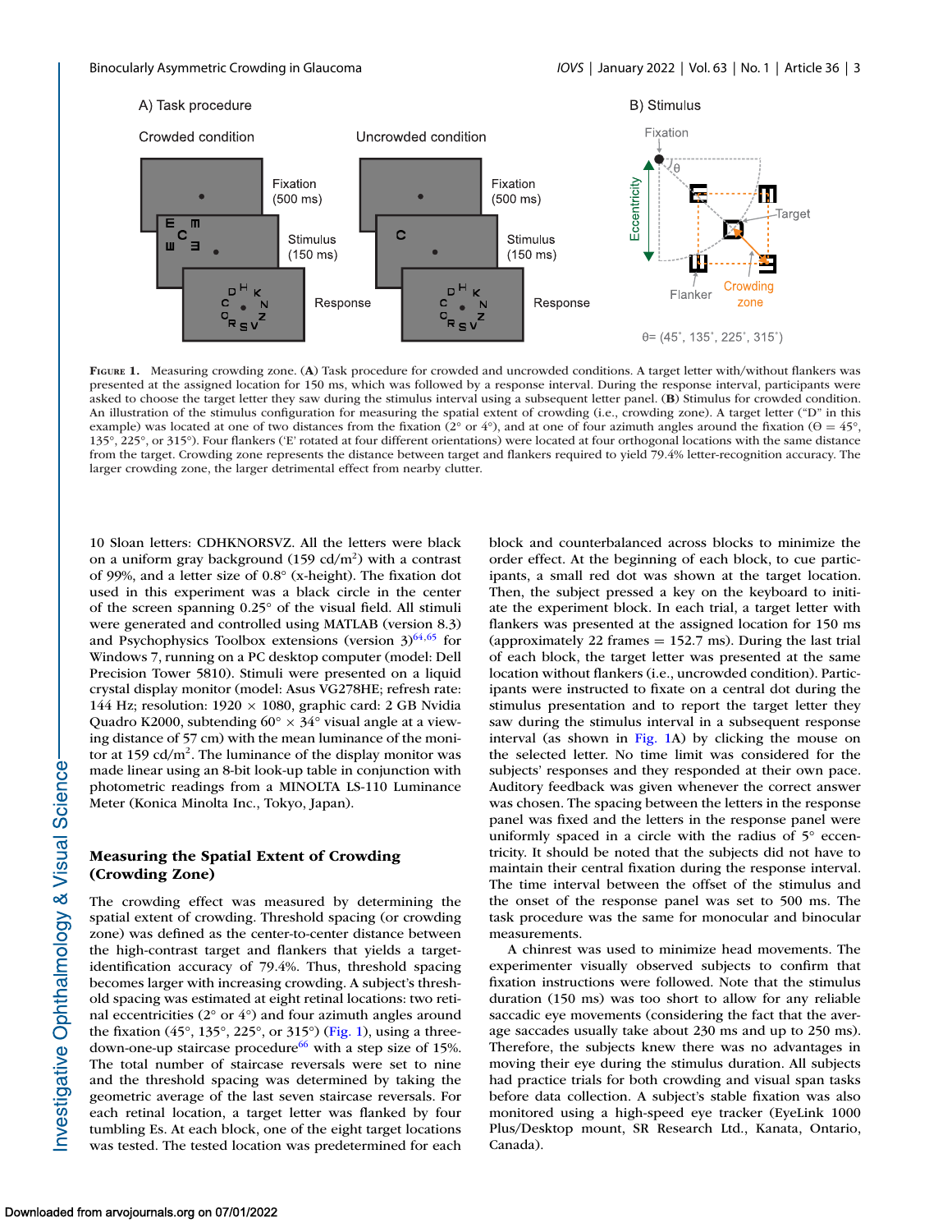**Figure 1.** Measuring crowding zone. (**A**) Task procedure for crowded and uncrowded conditions. A target letter with/without flankers was presented at the assigned location for 150 ms, which was followed by a response interval. During the response interval, participants were asked to choose the target letter they saw during the stimulus interval using a subsequent letter panel. (**B**) Stimulus for crowded condition. An illustration of the stimulus configuration for measuring the spatial extent of crowding (i.e., crowding zone). A target letter ("D" in this example) was located at one of two distances from the fixation (2° or 4°), and at one of four azimuth angles around the fixation (Θ = 45°, 135°, 225°, or 315°). Four flankers ('E' rotated at four different orientations) were located at four orthogonal locations with the same distance from the target. Crowding zone represents the distance between target and flankers required to yield 79.4% letter-recognition accuracy. The larger crowding zone, the larger detrimental effect from nearby clutter.

10 Sloan letters: CDHKNORSVZ. All the letters were black on a uniform gray background (159 cd/m$^2$) with a contrast of 99%, and a letter size of 0.8° (x-height). The fixation dot used in this experiment was a black circle in the center of the screen spanning 0.25° of the visual field. All stimuli were generated and controlled using MATLAB (version 8.3) and Psychophysics Toolbox extensions (version 3)[64,65] for Windows 7, running on a PC desktop computer (model: Dell Precision Tower 5810). Stimuli were presented on a liquid crystal display monitor (model: Asus VG278HE; refresh rate: 144 Hz; resolution: 1920 × 1080, graphic card: 2 GB Nvidia Quadro K2000, subtending 60° × 34° visual angle at a viewing distance of 57 cm) with the mean luminance of the monitor at 159 cd/m$^2$. The luminance of the display monitor was made linear using an 8-bit look-up table in conjunction with photometric readings from a MINOLTA LS-110 Luminance Meter (Konica Minolta Inc., Tokyo, Japan).

## Measuring the Spatial Extent of Crowding (Crowding Zone)

The crowding effect was measured by determining the spatial extent of crowding. Threshold spacing (or crowding zone) was defined as the center-to-center distance between the high-contrast target and flankers that yields a target-identification accuracy of 79.4%. Thus, threshold spacing becomes larger with increasing crowding. A subject's threshold spacing was estimated at eight retinal locations: two retinal eccentricities (2° or 4°) and four azimuth angles around the fixation (45°, 135°, 225°, or 315°) (Fig. 1), using a three-down-one-up staircase procedure[66] with a step size of 15%. The total number of staircase reversals were set to nine and the threshold spacing was determined by taking the geometric average of the last seven staircase reversals. For each retinal location, a target letter was flanked by four tumbling Es. At each block, one of the eight target locations was tested. The tested location was predetermined for each block and counterbalanced across blocks to minimize the order effect. At the beginning of each block, to cue participants, a small red dot was shown at the target location. Then, the subject pressed a key on the keyboard to initiate the experiment block. In each trial, a target letter with flankers was presented at the assigned location for 150 ms (approximately 22 frames = 152.7 ms). During the last trial of each block, the target letter was presented at the same location without flankers (i.e., uncrowded condition). Participants were instructed to fixate on a central dot during the stimulus presentation and to report the target letter they saw during the stimulus interval in a subsequent response interval (as shown in Fig. 1A) by clicking the mouse on the selected letter. No time limit was considered for the subjects' responses and they responded at their own pace. Auditory feedback was given whenever the correct answer was chosen. The spacing between the letters in the response panel was fixed and the letters in the response panel were uniformly spaced in a circle with the radius of 5° eccentricity. It should be noted that the subjects did not have to maintain their central fixation during the response interval. The time interval between the offset of the stimulus and the onset of the response panel was set to 500 ms. The task procedure was the same for monocular and binocular measurements.

A chinrest was used to minimize head movements. The experimenter visually observed subjects to confirm that fixation instructions were followed. Note that the stimulus duration (150 ms) was too short to allow for any reliable saccadic eye movements (considering the fact that the average saccades usually take about 230 ms and up to 250 ms). Therefore, the subjects knew there was no advantages in moving their eye during the stimulus duration. All subjects had practice trials for both crowding and visual span tasks before data collection. A subject's stable fixation was also monitored using a high-speed eye tracker (EyeLink 1000 Plus/Desktop mount, SR Research Ltd., Kanata, Ontario, Canada).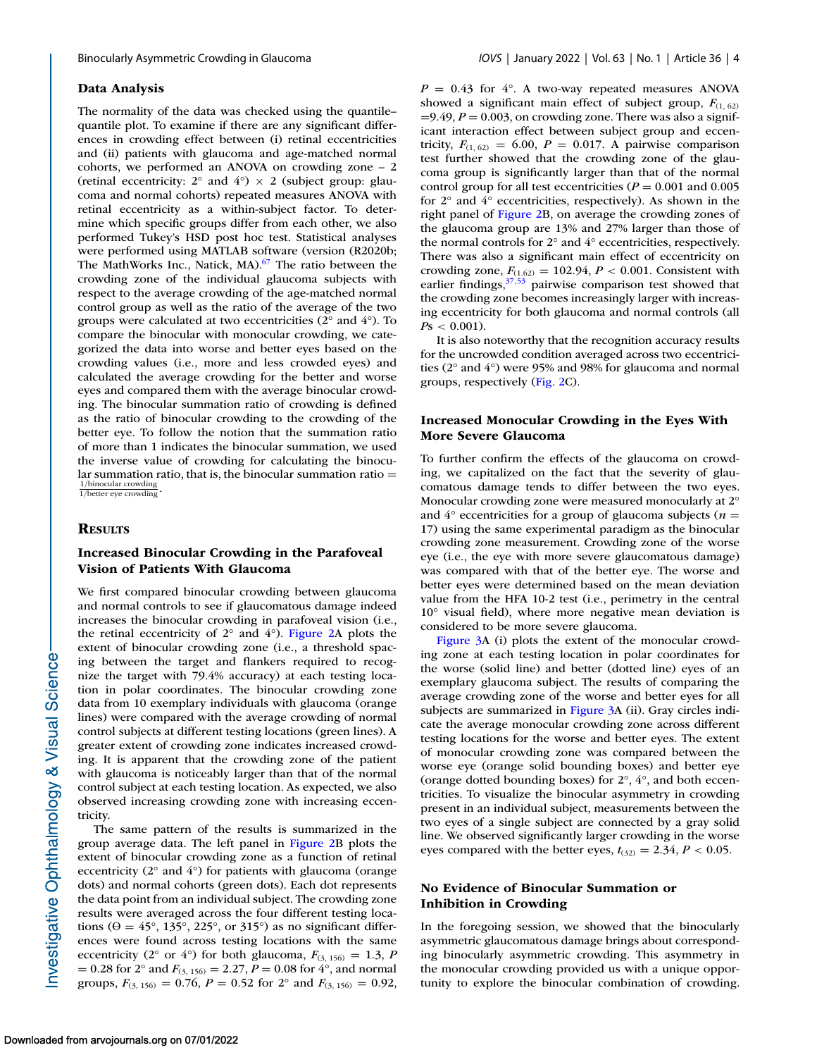### Data Analysis

The normality of the data was checked using the quantile–quantile plot. To examine if there are any significant differences in crowding effect between (i) retinal eccentricities and (ii) patients with glaucoma and age-matched normal cohorts, we performed an ANOVA on crowding zone – 2 (retinal eccentricity: 2° and 4°) × 2 (subject group: glaucoma and normal cohorts) repeated measures ANOVA with retinal eccentricity as a within-subject factor. To determine which specific groups differ from each other, we also performed Tukey's HSD post hoc test. Statistical analyses were performed using MATLAB software (version (R2020b; The MathWorks Inc., Natick, MA).[67] The ratio between the crowding zone of the individual glaucoma subjects with respect to the average crowding of the age-matched normal control group as well as the ratio of the average of the two groups were calculated at two eccentricities (2° and 4°). To compare the binocular with monocular crowding, we categorized the data into worse and better eyes based on the crowding values (i.e., more and less crowded eyes) and calculated the average crowding for the better and worse eyes and compared them with the average binocular crowding. The binocular summation ratio of crowding is defined as the ratio of binocular crowding to the crowding of the better eye. To follow the notion that the summation ratio of more than 1 indicates the binocular summation, we used the inverse value of crowding for calculating the binocular summation ratio, that is, the binocular summation ratio = $\frac{1/\text{binocular crowding}}{1/\text{better eye crowding}}$.

## Results

### Increased Binocular Crowding in the Parafoveal Vision of Patients With Glaucoma

We first compared binocular crowding between glaucoma and normal controls to see if glaucomatous damage indeed increases the binocular crowding in parafoveal vision (i.e., the retinal eccentricity of 2° and 4°). Figure 2A plots the extent of binocular crowding zone (i.e., a threshold spacing between the target and flankers required to recognize the target with 79.4% accuracy) at each testing location in polar coordinates. The binocular crowding zone data from 10 exemplary individuals with glaucoma (orange lines) were compared with the average crowding of normal control subjects at different testing locations (green lines). A greater extent of crowding zone indicates increased crowding. It is apparent that the crowding zone of the patient with glaucoma is noticeably larger than that of the normal control subject at each testing location. As expected, we also observed increasing crowding zone with increasing eccentricity.

The same pattern of the results is summarized in the group average data. The left panel in Figure 2B plots the extent of binocular crowding zone as a function of retinal eccentricity (2° and 4°) for patients with glaucoma (orange dots) and normal cohorts (green dots). Each dot represents the data point from an individual subject. The crowding zone results were averaged across the four different testing locations (Θ = 45°, 135°, 225°, or 315°) as no significant differences were found across testing locations with the same eccentricity (2° or 4°) for both glaucoma, $F_{(3, 156)} = 1.3$, $P = 0.28$ for 2° and $F_{(3, 156)} = 2.27$, $P = 0.08$ for 4°, and normal groups, $F_{(3, 156)} = 0.76$, $P = 0.52$ for 2° and $F_{(3, 156)} = 0.92$, $P = 0.43$ for 4°. A two-way repeated measures ANOVA showed a significant main effect of subject group, $F_{(1, 62)} = 9.49$, $P = 0.003$, on crowding zone. There was also a significant interaction effect between subject group and eccentricity, $F_{(1, 62)} = 6.00$, $P = 0.017$. A pairwise comparison test further showed that the crowding zone of the glaucoma group is significantly larger than that of the normal control group for all test eccentricities ($P = 0.001$ and $0.005$ for 2° and 4° eccentricities, respectively). As shown in the right panel of Figure 2B, on average the crowding zones of the glaucoma group are 13% and 27% larger than those of the normal controls for 2° and 4° eccentricities, respectively. There was also a significant main effect of eccentricity on crowding zone, $F_{(1,62)} = 102.94$, $P < 0.001$. Consistent with earlier findings,[37,53] pairwise comparison test showed that the crowding zone becomes increasingly larger with increasing eccentricity for both glaucoma and normal controls (all $P$s $< 0.001$).

It is also noteworthy that the recognition accuracy results for the uncrowded condition averaged across two eccentricities (2° and 4°) were 95% and 98% for glaucoma and normal groups, respectively (Fig. 2C).

### Increased Monocular Crowding in the Eyes With More Severe Glaucoma

To further confirm the effects of the glaucoma on crowding, we capitalized on the fact that the severity of glaucomatous damage tends to differ between the two eyes. Monocular crowding zone were measured monocularly at 2° and 4° eccentricities for a group of glaucoma subjects ($n = 17$) using the same experimental paradigm as the binocular crowding zone measurement. Crowding zone of the worse eye (i.e., the eye with more severe glaucomatous damage) was compared with that of the better eye. The worse and better eyes were determined based on the mean deviation value from the HFA 10-2 test (i.e., perimetry in the central 10° visual field), where more negative mean deviation is considered to be more severe glaucoma.

Figure 3A (i) plots the extent of the monocular crowding zone at each testing location in polar coordinates for the worse (solid line) and better (dotted line) eyes of an exemplary glaucoma subject. The results of comparing the average crowding zone of the worse and better eyes for all subjects are summarized in Figure 3A (ii). Gray circles indicate the average monocular crowding zone across different testing locations for the worse and better eyes. The extent of monocular crowding zone was compared between the worse eye (orange solid bounding boxes) and better eye (orange dotted bounding boxes) for 2°, 4°, and both eccentricities. To visualize the binocular asymmetry in crowding present in an individual subject, measurements between the two eyes of a single subject are connected by a gray solid line. We observed significantly larger crowding in the worse eyes compared with the better eyes, $t_{(32)} = 2.34$, $P < 0.05$.

### No Evidence of Binocular Summation or Inhibition in Crowding

In the foregoing session, we showed that the binocularly asymmetric glaucomatous damage brings about corresponding binocularly asymmetric crowding. This asymmetry in the monocular crowding provided us with a unique opportunity to explore the binocular combination of crowding.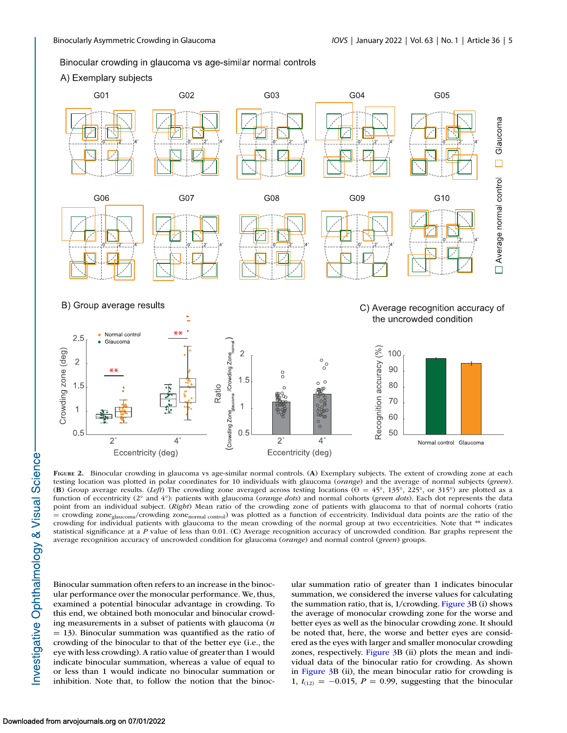**Figure 2.** Binocular crowding in glaucoma vs age-similar normal controls. (**A**) Exemplary subjects. The extent of crowding zone at each testing location was plotted in polar coordinates for 10 individuals with glaucoma (*orange*) and the average of normal subjects (*green*). (**B**) Group average results. (*Left*) The crowding zone averaged across testing locations (Θ = 45°, 135°, 225°, or 315°) are plotted as a function of eccentricity (2° and 4°): patients with glaucoma (*orange dots*) and normal cohorts (*green dots*). Each dot represents the data point from an individual subject. (*Right*) Mean ratio of the crowding zone of patients with glaucoma to that of normal cohorts (ratio = crowding $zone_{glaucoma}$/crowding $zone_{normal\ control}$) was plotted as a function of eccentricity. Individual data points are the ratio of the crowding for individual patients with glaucoma to the mean crowding of the normal group at two eccentricities. Note that ** indicates statistical significance at a *P* value of less than 0.01. (**C**) Average recognition accuracy of uncrowded condition. Bar graphs represent the average recognition accuracy of uncrowded condition for glaucoma (*orange*) and normal control (*green*) groups.

Binocular summation often refers to an increase in the binocular performance over the monocular performance. We, thus, examined a potential binocular advantage in crowding. To this end, we obtained both monocular and binocular crowding measurements in a subset of patients with glaucoma ($n$ = 13). Binocular summation was quantified as the ratio of crowding of the binocular to that of the better eye (i.e., the eye with less crowding). A ratio value of greater than 1 would indicate binocular summation, whereas a value of equal to or less than 1 would indicate no binocular summation or inhibition. Note that, to follow the notion that the binocular summation ratio of greater than 1 indicates binocular summation, we considered the inverse values for calculating the summation ratio, that is, 1/crowding. Figure 3B (i) shows the average of monocular crowding zone for the worse and better eyes as well as the binocular crowding zone. It should be noted that, here, the worse and better eyes are considered as the eyes with larger and smaller monocular crowding zones, respectively. Figure 3B (ii) plots the mean and individual data of the binocular ratio for crowding. As shown in Figure 3B (ii), the mean binocular ratio for crowding is 1, $t_{(12)} = -0.015$, $P = 0.99$, suggesting that the binocular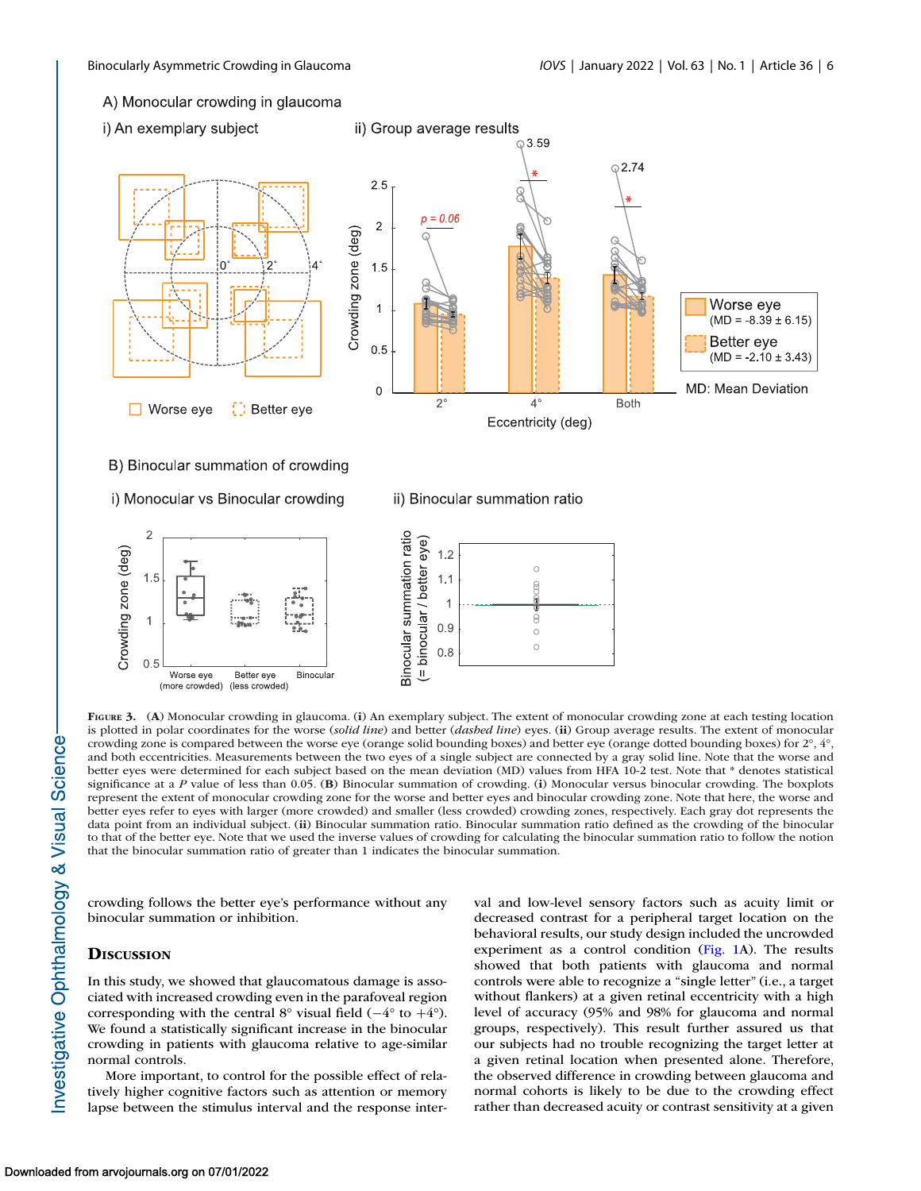**Figure 3.** (**A**) Monocular crowding in glaucoma. (**i**) An exemplary subject. The extent of monocular crowding zone at each testing location is plotted in polar coordinates for the worse (*solid line*) and better (*dashed line*) eyes. (**ii**) Group average results. The extent of monocular crowding zone is compared between the worse eye (orange solid bounding boxes) and better eye (orange dotted bounding boxes) for 2°, 4°, and both eccentricities. Measurements between the two eyes of a single subject are connected by a gray solid line. Note that the worse and better eyes were determined for each subject based on the mean deviation (MD) values from HFA 10-2 test. Note that * denotes statistical significance at a *P* value of less than 0.05. (**B**) Binocular summation of crowding. (**i**) Monocular versus binocular crowding. The boxplots represent the extent of monocular crowding zone for the worse and better eyes and binocular crowding zone. Note that here, the worse and better eyes refer to eyes with larger (more crowded) and smaller (less crowded) crowding zones, respectively. Each gray dot represents the data point from an individual subject. (**ii**) Binocular summation ratio. Binocular summation ratio defined as the crowding of the binocular to that of the better eye. Note that we used the inverse values of crowding for calculating the binocular summation ratio to follow the notion that the binocular summation ratio of greater than 1 indicates the binocular summation.

crowding follows the better eye's performance without any binocular summation or inhibition.

## Discussion

In this study, we showed that glaucomatous damage is associated with increased crowding even in the parafoveal region corresponding with the central 8° visual field (−4° to +4°). We found a statistically significant increase in the binocular crowding in patients with glaucoma relative to age-similar normal controls.

More important, to control for the possible effect of relatively higher cognitive factors such as attention or memory lapse between the stimulus interval and the response interval and low-level sensory factors such as acuity limit or decreased contrast for a peripheral target location on the behavioral results, our study design included the uncrowded experiment as a control condition (Fig. 1A). The results showed that both patients with glaucoma and normal controls were able to recognize a "single letter" (i.e., a target without flankers) at a given retinal eccentricity with a high level of accuracy (95% and 98% for glaucoma and normal groups, respectively). This result further assured us that our subjects had no trouble recognizing the target letter at a given retinal location when presented alone. Therefore, the observed difference in crowding between glaucoma and normal cohorts is likely to be due to the crowding effect rather than decreased acuity or contrast sensitivity at a given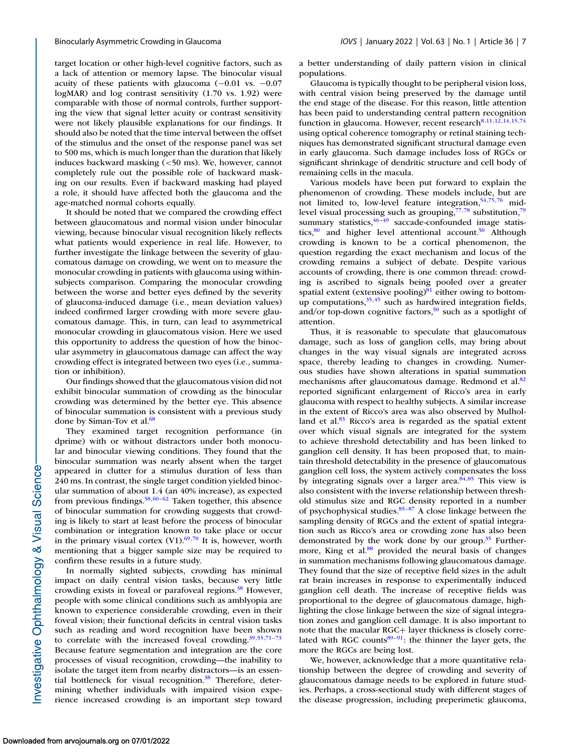target location or other high-level cognitive factors, such as a lack of attention or memory lapse. The binocular visual acuity of these patients with glaucoma (−0.01 vs. −0.07 logMAR) and log contrast sensitivity (1.70 vs. 1.92) were comparable with those of normal controls, further supporting the view that signal letter acuity or contrast sensitivity were not likely plausible explanations for our findings. It should also be noted that the time interval between the offset of the stimulus and the onset of the response panel was set to 500 ms, which is much longer than the duration that likely induces backward masking (<50 ms). We, however, cannot completely rule out the possible role of backward masking on our results. Even if backward masking had played a role, it should have affected both the glaucoma and the age-matched normal cohorts equally.

It should be noted that we compared the crowding effect between glaucomatous and normal vision under binocular viewing, because binocular visual recognition likely reflects what patients would experience in real life. However, to further investigate the linkage between the severity of glaucomatous damage on crowding, we went on to measure the monocular crowding in patients with glaucoma using within-subjects comparison. Comparing the monocular crowding between the worse and better eyes defined by the severity of glaucoma-induced damage (i.e., mean deviation values) indeed confirmed larger crowding with more severe glaucomatous damage. This, in turn, can lead to asymmetrical monocular crowding in glaucomatous vision. Here we used this opportunity to address the question of how the binocular asymmetry in glaucomatous damage can affect the way crowding effect is integrated between two eyes (i.e., summation or inhibition).

Our findings showed that the glaucomatous vision did not exhibit binocular summation of crowding as the binocular crowding was determined by the better eye. This absence of binocular summation is consistent with a previous study done by Siman-Tov et al.[68]

They examined target recognition performance (in dprime) with or without distractors under both monocular and binocular viewing conditions. They found that the binocular summation was nearly absent when the target appeared in clutter for a stimulus duration of less than 240 ms. In contrast, the single target condition yielded binocular summation of about 1.4 (an 40% increase), as expected from previous findings.[58,60–62] Taken together, this absence of binocular summation for crowding suggests that crowding is likely to start at least before the process of binocular combination or integration known to take place or occur in the primary visual cortex (V1).[69,70] It is, however, worth mentioning that a bigger sample size may be required to confirm these results in a future study.

In normally sighted subjects, crowding has minimal impact on daily central vision tasks, because very little crowding exists in foveal or parafoveal regions.[38] However, people with some clinical conditions such as amblyopia are known to experience considerable crowding, even in their foveal vision; their functional deficits in central vision tasks such as reading and word recognition have been shown to correlate with the increased foveal crowding.[39,55,71–73] Because feature segmentation and integration are the core processes of visual recognition, crowding—the inability to isolate the target item from nearby distractors—is an essential bottleneck for visual recognition.[38] Therefore, determining whether individuals with impaired vision experience increased crowding is an important step toward a better understanding of daily pattern vision in clinical populations.

Glaucoma is typically thought to be peripheral vision loss, with central vision being preserved by the damage until the end stage of the disease. For this reason, little attention has been paid to understanding central pattern recognition function in glaucoma. However, recent research[8,11,12,14,15,74] using optical coherence tomography or retinal staining techniques has demonstrated significant structural damage even in early glaucoma. Such damage includes loss of RGCs or significant shrinkage of dendritic structure and cell body of remaining cells in the macula.

Various models have been put forward to explain the phenomenon of crowding. These models include, but are not limited to, low-level feature integration,[54,75,76] mid-level visual processing such as grouping,[77,78] substitution,[79] summary statistics,[46–49] saccade-confounded image statistics,[80] and higher level attentional account.[50] Although crowding is known to be a cortical phenomenon, the question regarding the exact mechanism and locus of the crowding remains a subject of debate. Despite various accounts of crowding, there is one common thread: crowding is ascribed to signals being pooled over a greater spatial extent (extensive pooling)[81] either owing to bottom-up computations,[35,45] such as hardwired integration fields, and/or top-down cognitive factors,[50] such as a spotlight of attention.

Thus, it is reasonable to speculate that glaucomatous damage, such as loss of ganglion cells, may bring about changes in the way visual signals are integrated across space, thereby leading to changes in crowding. Numerous studies have shown alterations in spatial summation mechanisms after glaucomatous damage. Redmond et al.[82] reported significant enlargement of Ricco's area in early glaucoma with respect to healthy subjects. A similar increase in the extent of Ricco's area was also observed by Mulholland et al.[83] Ricco's area is regarded as the spatial extent over which visual signals are integrated for the system to achieve threshold detectability and has been linked to ganglion cell density. It has been proposed that, to maintain threshold detectability in the presence of glaucomatous ganglion cell loss, the system actively compensates the loss by integrating signals over a larger area.[84,85] This view is also consistent with the inverse relationship between threshold stimulus size and RGC density reported in a number of psychophysical studies.[85–87] A close linkage between the sampling density of RGCs and the extent of spatial integration such as Ricco's area or crowding zone has also been demonstrated by the work done by our group.[35] Furthermore, King et al.[88] provided the neural basis of changes in summation mechanisms following glaucomatous damage. They found that the size of receptive field sizes in the adult rat brain increases in response to experimentally induced ganglion cell death. The increase of receptive fields was proportional to the degree of glaucomatous damage, highlighting the close linkage between the size of signal integration zones and ganglion cell damage. It is also important to note that the macular RGC+ layer thickness is closely correlated with RGC counts[89–91]: the thinner the layer gets, the more the RGCs are being lost.

We, however, acknowledge that a more quantitative relationship between the degree of crowding and severity of glaucomatous damage needs to be explored in future studies. Perhaps, a cross-sectional study with different stages of the disease progression, including preperimetic glaucoma,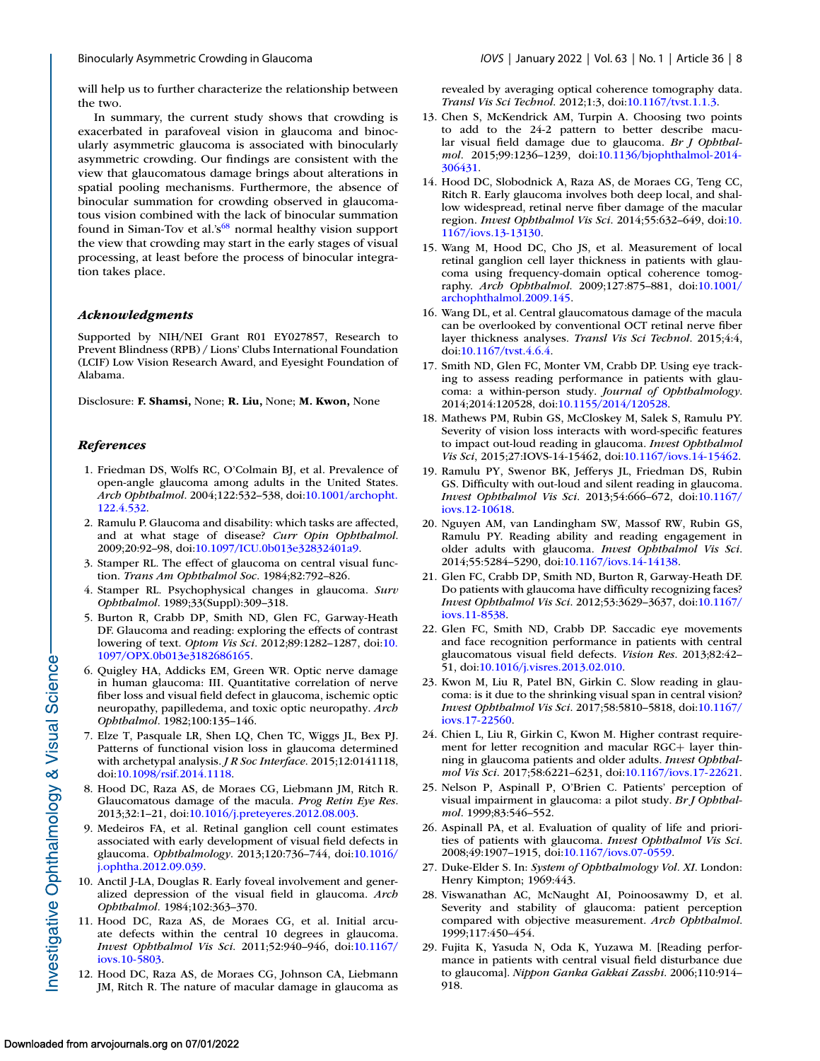will help us to further characterize the relationship between the two.

In summary, the current study shows that crowding is exacerbated in parafoveal vision in glaucoma and binocularly asymmetric glaucoma is associated with binocularly asymmetric crowding. Our findings are consistent with the view that glaucomatous damage brings about alterations in spatial pooling mechanisms. Furthermore, the absence of binocular summation for crowding observed in glaucomatous vision combined with the lack of binocular summation found in Siman-Tov et al.'s[68] normal healthy vision support the view that crowding may start in the early stages of visual processing, at least before the process of binocular integration takes place.

### Acknowledgments

Supported by NIH/NEI Grant R01 EY027857, Research to Prevent Blindness (RPB) / Lions' Clubs International Foundation (LCIF) Low Vision Research Award, and Eyesight Foundation of Alabama.

Disclosure: **F. Shamsi,** None; **R. Liu,** None; **M. Kwon,** None

### References

1. Friedman DS, Wolfs RC, O'Colmain BJ, et al. Prevalence of open-angle glaucoma among adults in the United States. *Arch Ophthalmol*. 2004;122:532–538, doi:10.1001/archopht.122.4.532.
2. Ramulu P. Glaucoma and disability: which tasks are affected, and at what stage of disease? *Curr Opin Ophthalmol*. 2009;20:92–98, doi:10.1097/ICU.0b013e32832401a9.
3. Stamper RL. The effect of glaucoma on central visual function. *Trans Am Ophthalmol Soc*. 1984;82:792–826.
4. Stamper RL. Psychophysical changes in glaucoma. *Surv Ophthalmol*. 1989;33(Suppl):309–318.
5. Burton R, Crabb DP, Smith ND, Glen FC, Garway-Heath DF. Glaucoma and reading: exploring the effects of contrast lowering of text. *Optom Vis Sci*. 2012;89:1282–1287, doi:10.1097/OPX.0b013e3182686165.
6. Quigley HA, Addicks EM, Green WR. Optic nerve damage in human glaucoma: III. Quantitative correlation of nerve fiber loss and visual field defect in glaucoma, ischemic optic neuropathy, papilledema, and toxic optic neuropathy. *Arch Ophthalmol*. 1982;100:135–146.
7. Elze T, Pasquale LR, Shen LQ, Chen TC, Wiggs JL, Bex PJ. Patterns of functional vision loss in glaucoma determined with archetypal analysis. *J R Soc Interface*. 2015;12:0141118, doi:10.1098/rsif.2014.1118.
8. Hood DC, Raza AS, de Moraes CG, Liebmann JM, Ritch R. Glaucomatous damage of the macula. *Prog Retin Eye Res*. 2013;32:1–21, doi:10.1016/j.preteyeres.2012.08.003.
9. Medeiros FA, et al. Retinal ganglion cell count estimates associated with early development of visual field defects in glaucoma. *Ophthalmology*. 2013;120:736–744, doi:10.1016/j.ophtha.2012.09.039.
10. Anctil J-LA, Douglas R. Early foveal involvement and generalized depression of the visual field in glaucoma. *Arch Ophthalmol*. 1984;102:363–370.
11. Hood DC, Raza AS, de Moraes CG, et al. Initial arcuate defects within the central 10 degrees in glaucoma. *Invest Ophthalmol Vis Sci*. 2011;52:940–946, doi:10.1167/iovs.10-5803.
12. Hood DC, Raza AS, de Moraes CG, Johnson CA, Liebmann JM, Ritch R. The nature of macular damage in glaucoma as revealed by averaging optical coherence tomography data. *Transl Vis Sci Technol*. 2012;1:3, doi:10.1167/tvst.1.1.3.
13. Chen S, McKendrick AM, Turpin A. Choosing two points to add to the 24-2 pattern to better describe macular visual field damage due to glaucoma. *Br J Ophthalmol*. 2015;99:1236–1239, doi:10.1136/bjophthalmol-2014-306431.
14. Hood DC, Slobodnick A, Raza AS, de Moraes CG, Teng CC, Ritch R. Early glaucoma involves both deep local, and shallow widespread, retinal nerve fiber damage of the macular region. *Invest Ophthalmol Vis Sci*. 2014;55:632–649, doi:10.1167/iovs.13-13130.
15. Wang M, Hood DC, Cho JS, et al. Measurement of local retinal ganglion cell layer thickness in patients with glaucoma using frequency-domain optical coherence tomography. *Arch Ophthalmol*. 2009;127:875–881, doi:10.1001/archophthalmol.2009.145.
16. Wang DL, et al. Central glaucomatous damage of the macula can be overlooked by conventional OCT retinal nerve fiber layer thickness analyses. *Transl Vis Sci Technol*. 2015;4:4, doi:10.1167/tvst.4.6.4.
17. Smith ND, Glen FC, Monter VM, Crabb DP. Using eye tracking to assess reading performance in patients with glaucoma: a within-person study. *Journal of Ophthalmology*. 2014;2014:120528, doi:10.1155/2014/120528.
18. Mathews PM, Rubin GS, McCloskey M, Salek S, Ramulu PY. Severity of vision loss interacts with word-specific features to impact out-loud reading in glaucoma. *Invest Ophthalmol Vis Sci*, 2015;27:IOVS-14-15462, doi:10.1167/iovs.14-15462.
19. Ramulu PY, Swenor BK, Jefferys JL, Friedman DS, Rubin GS. Difficulty with out-loud and silent reading in glaucoma. *Invest Ophthalmol Vis Sci*. 2013;54:666–672, doi:10.1167/iovs.12-10618.
20. Nguyen AM, van Landingham SW, Massof RW, Rubin GS, Ramulu PY. Reading ability and reading engagement in older adults with glaucoma. *Invest Ophthalmol Vis Sci*. 2014;55:5284–5290, doi:10.1167/iovs.14-14138.
21. Glen FC, Crabb DP, Smith ND, Burton R, Garway-Heath DF. Do patients with glaucoma have difficulty recognizing faces? *Invest Ophthalmol Vis Sci*. 2012;53:3629–3637, doi:10.1167/iovs.11-8538.
22. Glen FC, Smith ND, Crabb DP. Saccadic eye movements and face recognition performance in patients with central glaucomatous visual field defects. *Vision Res*. 2013;82:42–51, doi:10.1016/j.visres.2013.02.010.
23. Kwon M, Liu R, Patel BN, Girkin C. Slow reading in glaucoma: is it due to the shrinking visual span in central vision? *Invest Ophthalmol Vis Sci*. 2017;58:5810–5818, doi:10.1167/iovs.17-22560.
24. Chien L, Liu R, Girkin C, Kwon M. Higher contrast requirement for letter recognition and macular RGC+ layer thinning in glaucoma patients and older adults. *Invest Ophthalmol Vis Sci*. 2017;58:6221–6231, doi:10.1167/iovs.17-22621.
25. Nelson P, Aspinall P, O'Brien C. Patients' perception of visual impairment in glaucoma: a pilot study. *Br J Ophthalmol*. 1999;83:546–552.
26. Aspinall PA, et al. Evaluation of quality of life and priorities of patients with glaucoma. *Invest Ophthalmol Vis Sci*. 2008;49:1907–1915, doi:10.1167/iovs.07-0559.
27. Duke-Elder S. In: *System of Ophthalmology Vol. XI*. London: Henry Kimpton; 1969:443.
28. Viswanathan AC, McNaught AI, Poinoosawmy D, et al. Severity and stability of glaucoma: patient perception compared with objective measurement. *Arch Ophthalmol*. 1999;117:450–454.
29. Fujita K, Yasuda N, Oda K, Yuzawa M. [Reading performance in patients with central visual field disturbance due to glaucoma]. *Nippon Ganka Gakkai Zasshi*. 2006;110:914–918.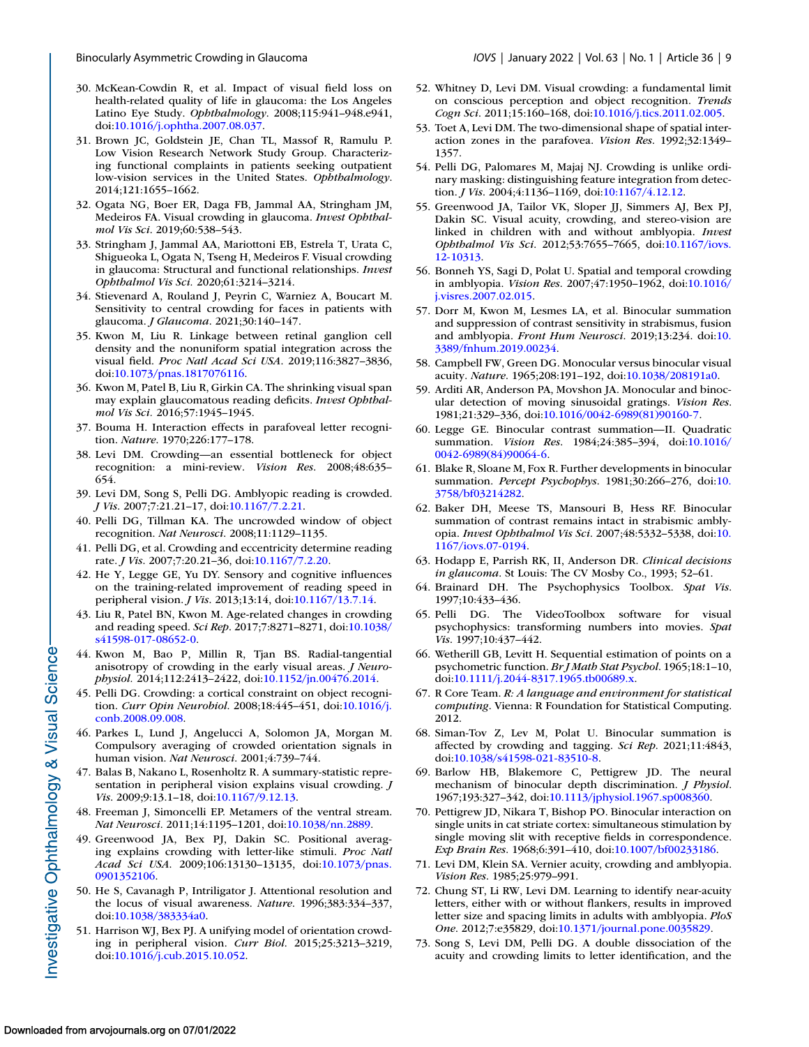30. McKean-Cowdin R, et al. Impact of visual field loss on health-related quality of life in glaucoma: the Los Angeles Latino Eye Study. *Ophthalmology*. 2008;115:941–948.e941, doi:10.1016/j.ophtha.2007.08.037.
31. Brown JC, Goldstein JE, Chan TL, Massof R, Ramulu P. Low Vision Research Network Study Group. Characterizing functional complaints in patients seeking outpatient low-vision services in the United States. *Ophthalmology*. 2014;121:1655–1662.
32. Ogata NG, Boer ER, Daga FB, Jammal AA, Stringham JM, Medeiros FA. Visual crowding in glaucoma. *Invest Ophthalmol Vis Sci*. 2019;60:538–543.
33. Stringham J, Jammal AA, Mariottoni EB, Estrela T, Urata C, Shigueoka L, Ogata N, Tseng H, Medeiros F. Visual crowding in glaucoma: Structural and functional relationships. *Invest Ophthalmol Vis Sci*. 2020;61:3214–3214.
34. Stievenard A, Rouland J, Peyrin C, Warniez A, Boucart M. Sensitivity to central crowding for faces in patients with glaucoma. *J Glaucoma*. 2021;30:140–147.
35. Kwon M, Liu R. Linkage between retinal ganglion cell density and the nonuniform spatial integration across the visual field. *Proc Natl Acad Sci USA*. 2019;116:3827–3836, doi:10.1073/pnas.1817076116.
36. Kwon M, Patel B, Liu R, Girkin CA. The shrinking visual span may explain glaucomatous reading deficits. *Invest Ophthalmol Vis Sci*. 2016;57:1945–1945.
37. Bouma H. Interaction effects in parafoveal letter recognition. *Nature*. 1970;226:177–178.
38. Levi DM. Crowding—an essential bottleneck for object recognition: a mini-review. *Vision Res*. 2008;48:635–654.
39. Levi DM, Song S, Pelli DG. Amblyopic reading is crowded. *J Vis*. 2007;7:21.21–17, doi:10.1167/7.2.21.
40. Pelli DG, Tillman KA. The uncrowded window of object recognition. *Nat Neurosci*. 2008;11:1129–1135.
41. Pelli DG, et al. Crowding and eccentricity determine reading rate. *J Vis*. 2007;7:20.21–36, doi:10.1167/7.2.20.
42. He Y, Legge GE, Yu DY. Sensory and cognitive influences on the training-related improvement of reading speed in peripheral vision. *J Vis*. 2013;13:14, doi:10.1167/13.7.14.
43. Liu R, Patel BN, Kwon M. Age-related changes in crowding and reading speed. *Sci Rep*. 2017;7:8271–8271, doi:10.1038/s41598-017-08652-0.
44. Kwon M, Bao P, Millin R, Tjan BS. Radial-tangential anisotropy of crowding in the early visual areas. *J Neurophysiol*. 2014;112:2413–2422, doi:10.1152/jn.00476.2014.
45. Pelli DG. Crowding: a cortical constraint on object recognition. *Curr Opin Neurobiol*. 2008;18:445–451, doi:10.1016/j.conb.2008.09.008.
46. Parkes L, Lund J, Angelucci A, Solomon JA, Morgan M. Compulsory averaging of crowded orientation signals in human vision. *Nat Neurosci*. 2001;4:739–744.
47. Balas B, Nakano L, Rosenholtz R. A summary-statistic representation in peripheral vision explains visual crowding. *J Vis*. 2009;9:13.1–18, doi:10.1167/9.12.13.
48. Freeman J, Simoncelli EP. Metamers of the ventral stream. *Nat Neurosci*. 2011;14:1195–1201, doi:10.1038/nn.2889.
49. Greenwood JA, Bex PJ, Dakin SC. Positional averaging explains crowding with letter-like stimuli. *Proc Natl Acad Sci USA*. 2009;106:13130–13135, doi:10.1073/pnas.0901352106.
50. He S, Cavanagh P, Intriligator J. Attentional resolution and the locus of visual awareness. *Nature*. 1996;383:334–337, doi:10.1038/383334a0.
51. Harrison WJ, Bex PJ. A unifying model of orientation crowding in peripheral vision. *Curr Biol*. 2015;25:3213–3219, doi:10.1016/j.cub.2015.10.052.
52. Whitney D, Levi DM. Visual crowding: a fundamental limit on conscious perception and object recognition. *Trends Cogn Sci*. 2011;15:160–168, doi:10.1016/j.tics.2011.02.005.
53. Toet A, Levi DM. The two-dimensional shape of spatial interaction zones in the parafovea. *Vision Res*. 1992;32:1349–1357.
54. Pelli DG, Palomares M, Majaj NJ. Crowding is unlike ordinary masking: distinguishing feature integration from detection. *J Vis*. 2004;4:1136–1169, doi:10:1167/4.12.12.
55. Greenwood JA, Tailor VK, Sloper JJ, Simmers AJ, Bex PJ, Dakin SC. Visual acuity, crowding, and stereo-vision are linked in children with and without amblyopia. *Invest Ophthalmol Vis Sci*. 2012;53:7655–7665, doi:10.1167/iovs.12-10313.
56. Bonneh YS, Sagi D, Polat U. Spatial and temporal crowding in amblyopia. *Vision Res*. 2007;47:1950–1962, doi:10.1016/j.visres.2007.02.015.
57. Dorr M, Kwon M, Lesmes LA, et al. Binocular summation and suppression of contrast sensitivity in strabismus, fusion and amblyopia. *Front Hum Neurosci*. 2019;13:234. doi:10.3389/fnhum.2019.00234.
58. Campbell FW, Green DG. Monocular versus binocular visual acuity. *Nature*. 1965;208:191–192, doi:10.1038/208191a0.
59. Arditi AR, Anderson PA, Movshon JA. Monocular and binocular detection of moving sinusoidal gratings. *Vision Res*. 1981;21:329–336, doi:10.1016/0042-6989(81)90160-7.
60. Legge GE. Binocular contrast summation—II. Quadratic summation. *Vision Res*. 1984;24:385–394, doi:10.1016/0042-6989(84)90064-6.
61. Blake R, Sloane M, Fox R. Further developments in binocular summation. *Percept Psychophys*. 1981;30:266–276, doi:10.3758/bf03214282.
62. Baker DH, Meese TS, Mansouri B, Hess RF. Binocular summation of contrast remains intact in strabismic amblyopia. *Invest Ophthalmol Vis Sci*. 2007;48:5332–5338, doi:10.1167/iovs.07-0194.
63. Hodapp E, Parrish RK, II, Anderson DR. *Clinical decisions in glaucoma*. St Louis: The CV Mosby Co., 1993; 52–61.
64. Brainard DH. The Psychophysics Toolbox. *Spat Vis*. 1997;10:433–436.
65. Pelli DG. The VideoToolbox software for visual psychophysics: transforming numbers into movies. *Spat Vis*. 1997;10:437–442.
66. Wetherill GB, Levitt H. Sequential estimation of points on a psychometric function. *Br J Math Stat Psychol*. 1965;18:1–10, doi:10.1111/j.2044-8317.1965.tb00689.x.
67. R Core Team. *R: A language and environment for statistical computing*. Vienna: R Foundation for Statistical Computing. 2012.
68. Siman-Tov Z, Lev M, Polat U. Binocular summation is affected by crowding and tagging. *Sci Rep*. 2021;11:4843, doi:10.1038/s41598-021-83510-8.
69. Barlow HB, Blakemore C, Pettigrew JD. The neural mechanism of binocular depth discrimination. *J Physiol*. 1967;193:327–342, doi:10.1113/jphysiol.1967.sp008360.
70. Pettigrew JD, Nikara T, Bishop PO. Binocular interaction on single units in cat striate cortex: simultaneous stimulation by single moving slit with receptive fields in correspondence. *Exp Brain Res*. 1968;6:391–410, doi:10.1007/bf00233186.
71. Levi DM, Klein SA. Vernier acuity, crowding and amblyopia. *Vision Res*. 1985;25:979–991.
72. Chung ST, Li RW, Levi DM. Learning to identify near-acuity letters, either with or without flankers, results in improved letter size and spacing limits in adults with amblyopia. *PloS One*. 2012;7:e35829, doi:10.1371/journal.pone.0035829.
73. Song S, Levi DM, Pelli DG. A double dissociation of the acuity and crowding limits to letter identification, and the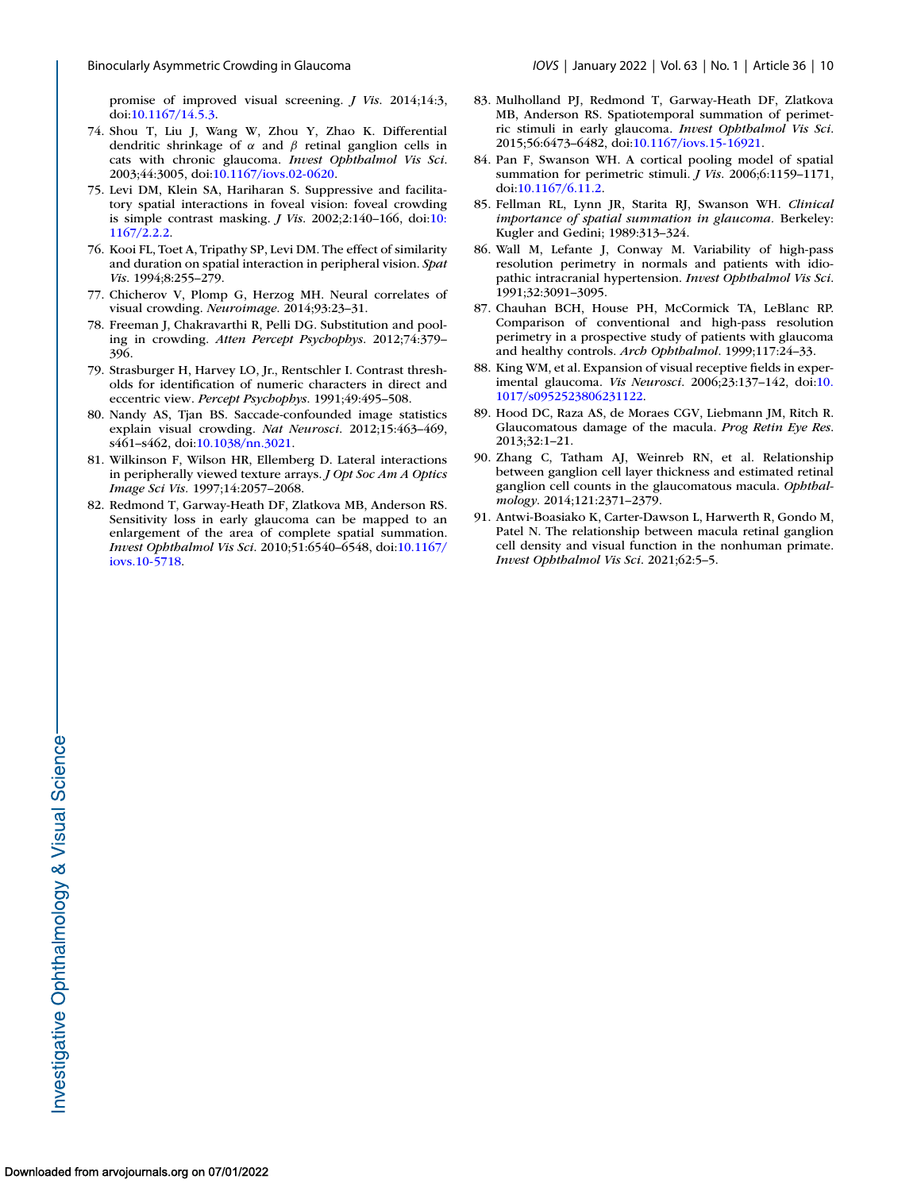promise of improved visual screening. *J Vis*. 2014;14:3, doi:10.1167/14.5.3.

74. Shou T, Liu J, Wang W, Zhou Y, Zhao K. Differential dendritic shrinkage of $\alpha$ and $\beta$ retinal ganglion cells in cats with chronic glaucoma. *Invest Ophthalmol Vis Sci*. 2003;44:3005, doi:10.1167/iovs.02-0620.
75. Levi DM, Klein SA, Hariharan S. Suppressive and facilitatory spatial interactions in foveal vision: foveal crowding is simple contrast masking. *J Vis*. 2002;2:140–166, doi:10:1167/2.2.2.
76. Kooi FL, Toet A, Tripathy SP, Levi DM. The effect of similarity and duration on spatial interaction in peripheral vision. *Spat Vis*. 1994;8:255–279.
77. Chicherov V, Plomp G, Herzog MH. Neural correlates of visual crowding. *Neuroimage*. 2014;93:23–31.
78. Freeman J, Chakravarthi R, Pelli DG. Substitution and pooling in crowding. *Atten Percept Psychophys*. 2012;74:379–396.
79. Strasburger H, Harvey LO, Jr., Rentschler I. Contrast thresholds for identification of numeric characters in direct and eccentric view. *Percept Psychophys*. 1991;49:495–508.
80. Nandy AS, Tjan BS. Saccade-confounded image statistics explain visual crowding. *Nat Neurosci*. 2012;15:463–469, s461–s462, doi:10.1038/nn.3021.
81. Wilkinson F, Wilson HR, Ellemberg D. Lateral interactions in peripherally viewed texture arrays. *J Opt Soc Am A Optics Image Sci Vis*. 1997;14:2057–2068.
82. Redmond T, Garway-Heath DF, Zlatkova MB, Anderson RS. Sensitivity loss in early glaucoma can be mapped to an enlargement of the area of complete spatial summation. *Invest Ophthalmol Vis Sci*. 2010;51:6540–6548, doi:10.1167/iovs.10-5718.
83. Mulholland PJ, Redmond T, Garway-Heath DF, Zlatkova MB, Anderson RS. Spatiotemporal summation of perimetric stimuli in early glaucoma. *Invest Ophthalmol Vis Sci*. 2015;56:6473–6482, doi:10.1167/iovs.15-16921.
84. Pan F, Swanson WH. A cortical pooling model of spatial summation for perimetric stimuli. *J Vis*. 2006;6:1159–1171, doi:10.1167/6.11.2.
85. Fellman RL, Lynn JR, Starita RJ, Swanson WH. *Clinical importance of spatial summation in glaucoma*. Berkeley: Kugler and Gedini; 1989:313–324.
86. Wall M, Lefante J, Conway M. Variability of high-pass resolution perimetry in normals and patients with idiopathic intracranial hypertension. *Invest Ophthalmol Vis Sci*. 1991;32:3091–3095.
87. Chauhan BCH, House PH, McCormick TA, LeBlanc RP. Comparison of conventional and high-pass resolution perimetry in a prospective study of patients with glaucoma and healthy controls. *Arch Ophthalmol*. 1999;117:24–33.
88. King WM, et al. Expansion of visual receptive fields in experimental glaucoma. *Vis Neurosci*. 2006;23:137–142, doi:10.1017/s0952523806231122.
89. Hood DC, Raza AS, de Moraes CGV, Liebmann JM, Ritch R. Glaucomatous damage of the macula. *Prog Retin Eye Res*. 2013;32:1–21.
90. Zhang C, Tatham AJ, Weinreb RN, et al. Relationship between ganglion cell layer thickness and estimated retinal ganglion cell counts in the glaucomatous macula. *Ophthalmology*. 2014;121:2371–2379.
91. Antwi-Boasiako K, Carter-Dawson L, Harwerth R, Gondo M, Patel N. The relationship between macula retinal ganglion cell density and visual function in the nonhuman primate. *Invest Ophthalmol Vis Sci*. 2021;62:5–5.